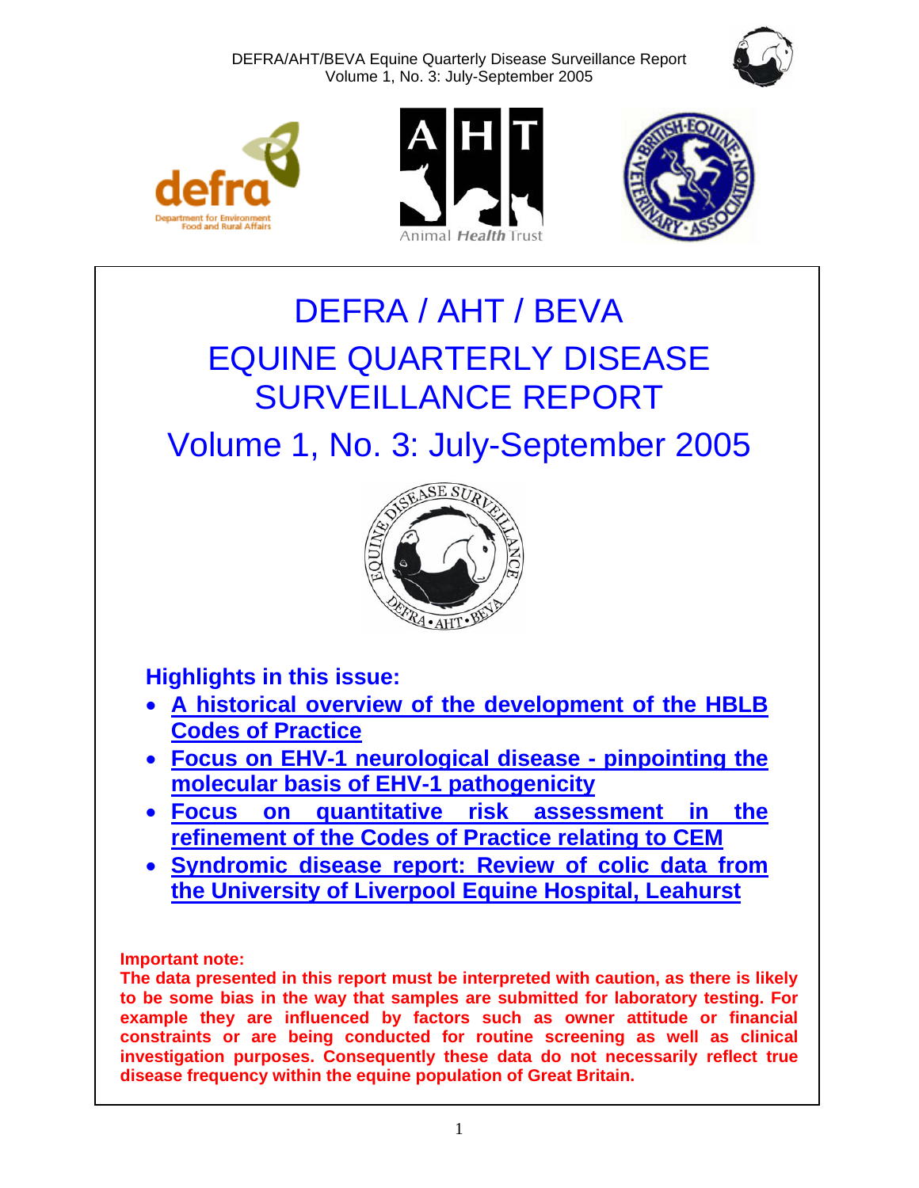# DEFRA / AHT / BEVA

# EQUINE QUARTERLY DISEASE SURVEILLANCE REPORT

## Volume 1, No. 3: July-September 2005

### Highlights in this issue:

- **A historical overview of the development of the HBLB Codes of Practice**
- **Focus on EHV-1 neurological disease - pinpointing the molecular basis of EHV-1 pathogenicity**
- **Focus on quantitative risk assessment in the refinement of the Codes of Practice relating to CEM**
- **Syndromic disease report: Review of colic data from the University of Liverpool Equine Hospital, Leahurst**

**Important note:**

**The data presented in this report must be interpreted with caution, as there is likely to be some bias in the way that samples are submitted for laboratory testing. For example they are influenced by factors such as owner attitude or financial constraints or are being conducted for routine screening as well as clinical investigation purposes. Consequently these data do not necessarily reflect true disease frequency within the equine population of Great Britain.**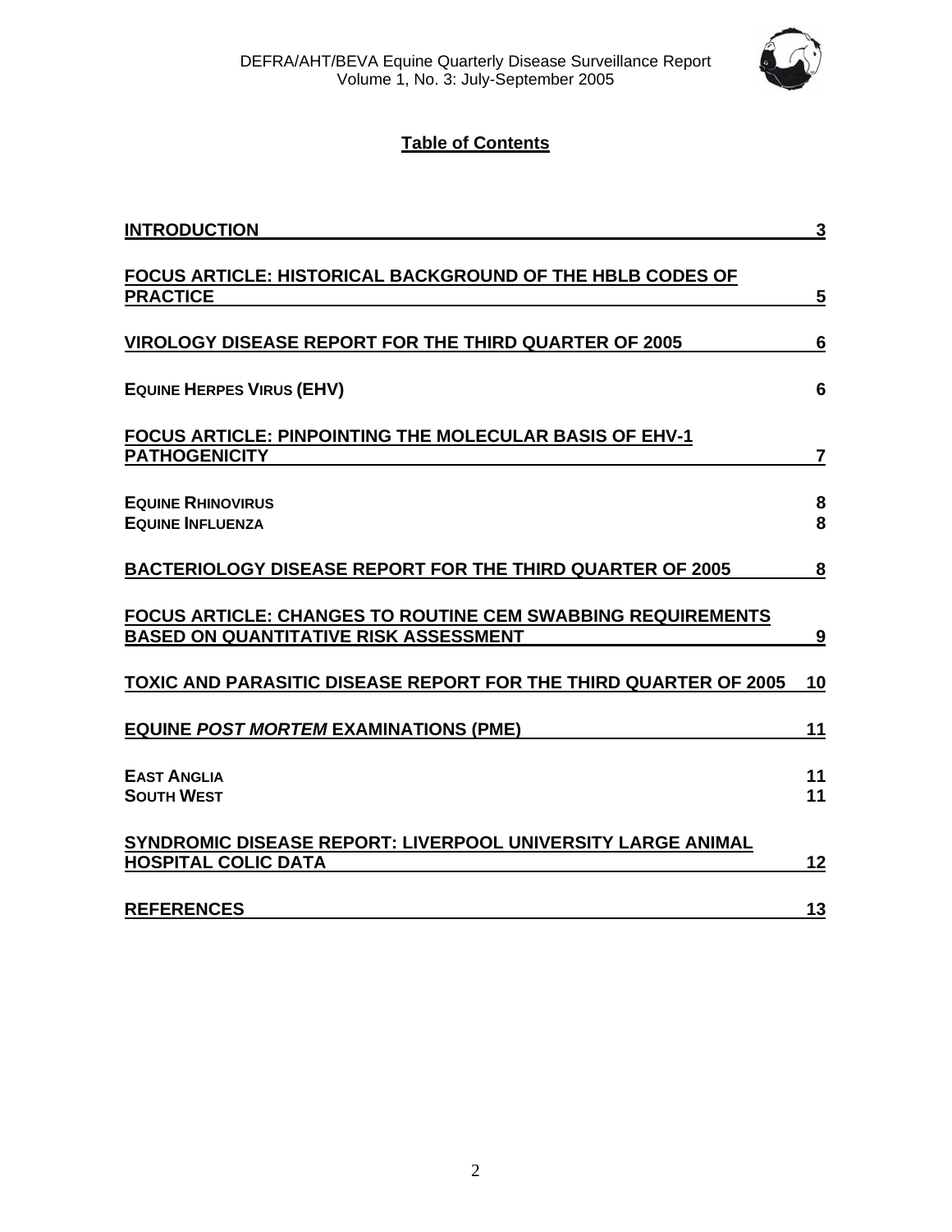## Table of Contents

| | |
|---|---|
| **INTRODUCTION** | **3** |
| **FOCUS ARTICLE: HISTORICAL BACKGROUND OF THE HBLB CODES OF PRACTICE** | **5** |
| **VIROLOGY DISEASE REPORT FOR THE THIRD QUARTER OF 2005** | **6** |
| **EQUINE HERPES VIRUS (EHV)** | **6** |
| **FOCUS ARTICLE: PINPOINTING THE MOLECULAR BASIS OF EHV-1 PATHOGENICITY** | **7** |
| **EQUINE RHINOVIRUS** | **8** |
| **EQUINE INFLUENZA** | **8** |
| **BACTERIOLOGY DISEASE REPORT FOR THE THIRD QUARTER OF 2005** | **8** |
| **FOCUS ARTICLE: CHANGES TO ROUTINE CEM SWABBING REQUIREMENTS BASED ON QUANTITATIVE RISK ASSESSMENT** | **9** |
| **TOXIC AND PARASITIC DISEASE REPORT FOR THE THIRD QUARTER OF 2005** | **10** |
| **EQUINE *POST MORTEM* EXAMINATIONS (PME)** | **11** |
| **EAST ANGLIA** | **11** |
| **SOUTH WEST** | **11** |
| **SYNDROMIC DISEASE REPORT: LIVERPOOL UNIVERSITY LARGE ANIMAL HOSPITAL COLIC DATA** | **12** |
| **REFERENCES** | **13** |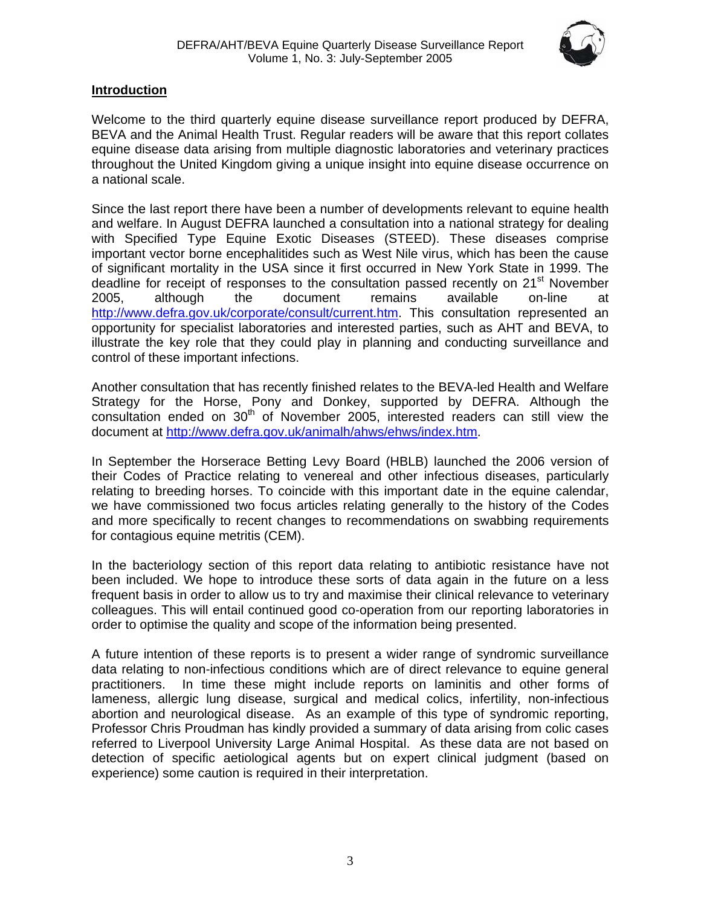## Introduction

Welcome to the third quarterly equine disease surveillance report produced by DEFRA, BEVA and the Animal Health Trust. Regular readers will be aware that this report collates equine disease data arising from multiple diagnostic laboratories and veterinary practices throughout the United Kingdom giving a unique insight into equine disease occurrence on a national scale.

Since the last report there have been a number of developments relevant to equine health and welfare. In August DEFRA launched a consultation into a national strategy for dealing with Specified Type Equine Exotic Diseases (STEED). These diseases comprise important vector borne encephalitides such as West Nile virus, which has been the cause of significant mortality in the USA since it first occurred in New York State in 1999. The deadline for receipt of responses to the consultation passed recently on 21st November 2005, although the document remains available on-line at http://www.defra.gov.uk/corporate/consult/current.htm. This consultation represented an opportunity for specialist laboratories and interested parties, such as AHT and BEVA, to illustrate the key role that they could play in planning and conducting surveillance and control of these important infections.

Another consultation that has recently finished relates to the BEVA-led Health and Welfare Strategy for the Horse, Pony and Donkey, supported by DEFRA. Although the consultation ended on 30th of November 2005, interested readers can still view the document at http://www.defra.gov.uk/animalh/ahws/ehws/index.htm.

In September the Horserace Betting Levy Board (HBLB) launched the 2006 version of their Codes of Practice relating to venereal and other infectious diseases, particularly relating to breeding horses. To coincide with this important date in the equine calendar, we have commissioned two focus articles relating generally to the history of the Codes and more specifically to recent changes to recommendations on swabbing requirements for contagious equine metritis (CEM).

In the bacteriology section of this report data relating to antibiotic resistance have not been included. We hope to introduce these sorts of data again in the future on a less frequent basis in order to allow us to try and maximise their clinical relevance to veterinary colleagues. This will entail continued good co-operation from our reporting laboratories in order to optimise the quality and scope of the information being presented.

A future intention of these reports is to present a wider range of syndromic surveillance data relating to non-infectious conditions which are of direct relevance to equine general practitioners. In time these might include reports on laminitis and other forms of lameness, allergic lung disease, surgical and medical colics, infertility, non-infectious abortion and neurological disease. As an example of this type of syndromic reporting, Professor Chris Proudman has kindly provided a summary of data arising from colic cases referred to Liverpool University Large Animal Hospital. As these data are not based on detection of specific aetiological agents but on expert clinical judgment (based on experience) some caution is required in their interpretation.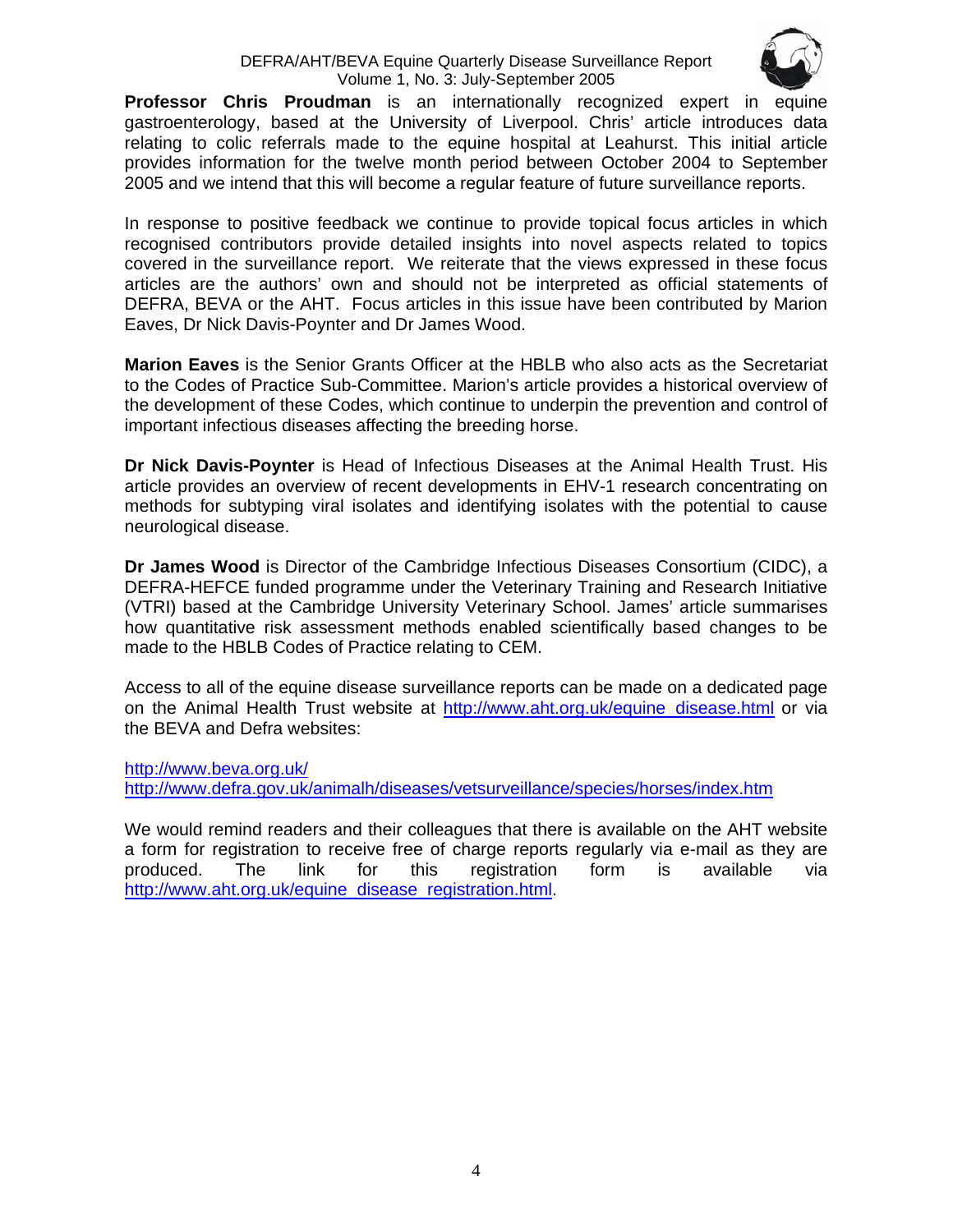**Professor Chris Proudman** is an internationally recognized expert in equine gastroenterology, based at the University of Liverpool. Chris' article introduces data relating to colic referrals made to the equine hospital at Leahurst. This initial article provides information for the twelve month period between October 2004 to September 2005 and we intend that this will become a regular feature of future surveillance reports.

In response to positive feedback we continue to provide topical focus articles in which recognised contributors provide detailed insights into novel aspects related to topics covered in the surveillance report. We reiterate that the views expressed in these focus articles are the authors' own and should not be interpreted as official statements of DEFRA, BEVA or the AHT. Focus articles in this issue have been contributed by Marion Eaves, Dr Nick Davis-Poynter and Dr James Wood.

**Marion Eaves** is the Senior Grants Officer at the HBLB who also acts as the Secretariat to the Codes of Practice Sub-Committee. Marion's article provides a historical overview of the development of these Codes, which continue to underpin the prevention and control of important infectious diseases affecting the breeding horse.

**Dr Nick Davis-Poynter** is Head of Infectious Diseases at the Animal Health Trust. His article provides an overview of recent developments in EHV-1 research concentrating on methods for subtyping viral isolates and identifying isolates with the potential to cause neurological disease.

**Dr James Wood** is Director of the Cambridge Infectious Diseases Consortium (CIDC), a DEFRA-HEFCE funded programme under the Veterinary Training and Research Initiative (VTRI) based at the Cambridge University Veterinary School. James' article summarises how quantitative risk assessment methods enabled scientifically based changes to be made to the HBLB Codes of Practice relating to CEM.

Access to all of the equine disease surveillance reports can be made on a dedicated page on the Animal Health Trust website at http://www.aht.org.uk/equine_disease.html or via the BEVA and Defra websites:

http://www.beva.org.uk/
http://www.defra.gov.uk/animalh/diseases/vetsurveillance/species/horses/index.htm

We would remind readers and their colleagues that there is available on the AHT website a form for registration to receive free of charge reports regularly via e-mail as they are produced. The link for this registration form is available via http://www.aht.org.uk/equine_disease_registration.html.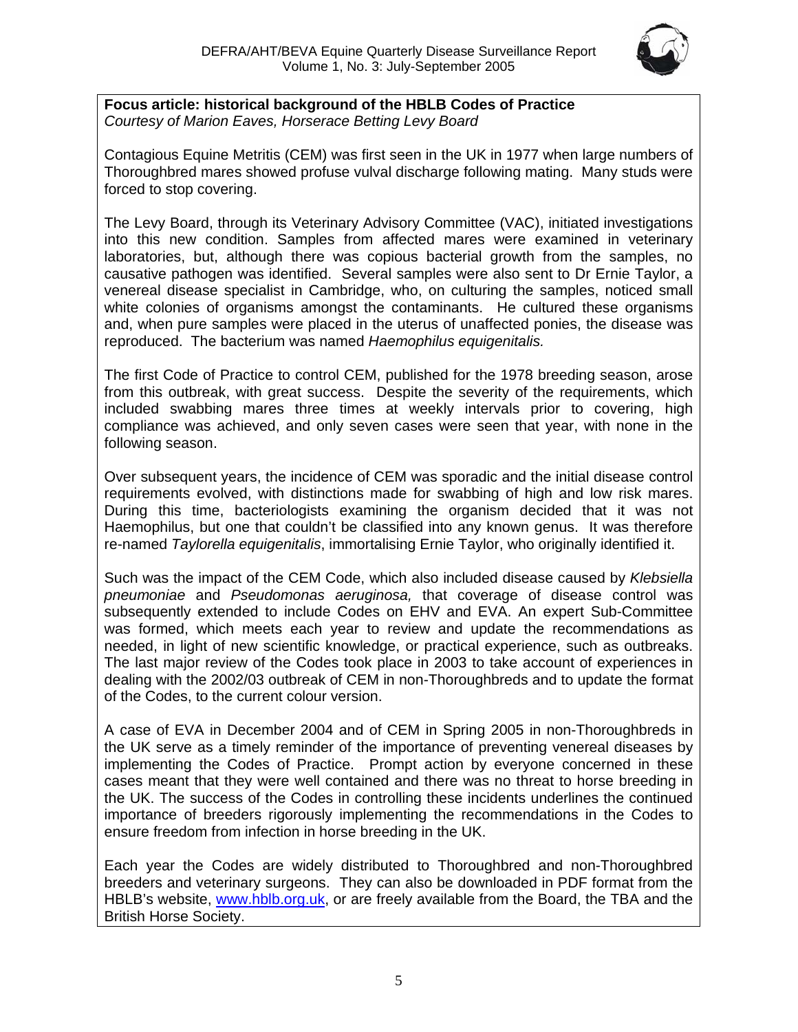**Focus article: historical background of the HBLB Codes of Practice**
*Courtesy of Marion Eaves, Horserace Betting Levy Board*

Contagious Equine Metritis (CEM) was first seen in the UK in 1977 when large numbers of Thoroughbred mares showed profuse vulval discharge following mating. Many studs were forced to stop covering.

The Levy Board, through its Veterinary Advisory Committee (VAC), initiated investigations into this new condition. Samples from affected mares were examined in veterinary laboratories, but, although there was copious bacterial growth from the samples, no causative pathogen was identified. Several samples were also sent to Dr Ernie Taylor, a venereal disease specialist in Cambridge, who, on culturing the samples, noticed small white colonies of organisms amongst the contaminants. He cultured these organisms and, when pure samples were placed in the uterus of unaffected ponies, the disease was reproduced. The bacterium was named *Haemophilus equigenitalis.*

The first Code of Practice to control CEM, published for the 1978 breeding season, arose from this outbreak, with great success. Despite the severity of the requirements, which included swabbing mares three times at weekly intervals prior to covering, high compliance was achieved, and only seven cases were seen that year, with none in the following season.

Over subsequent years, the incidence of CEM was sporadic and the initial disease control requirements evolved, with distinctions made for swabbing of high and low risk mares. During this time, bacteriologists examining the organism decided that it was not Haemophilus, but one that couldn't be classified into any known genus. It was therefore re-named *Taylorella equigenitalis*, immortalising Ernie Taylor, who originally identified it.

Such was the impact of the CEM Code, which also included disease caused by *Klebsiella pneumoniae* and *Pseudomonas aeruginosa,* that coverage of disease control was subsequently extended to include Codes on EHV and EVA. An expert Sub-Committee was formed, which meets each year to review and update the recommendations as needed, in light of new scientific knowledge, or practical experience, such as outbreaks. The last major review of the Codes took place in 2003 to take account of experiences in dealing with the 2002/03 outbreak of CEM in non-Thoroughbreds and to update the format of the Codes, to the current colour version.

A case of EVA in December 2004 and of CEM in Spring 2005 in non-Thoroughbreds in the UK serve as a timely reminder of the importance of preventing venereal diseases by implementing the Codes of Practice. Prompt action by everyone concerned in these cases meant that they were well contained and there was no threat to horse breeding in the UK. The success of the Codes in controlling these incidents underlines the continued importance of breeders rigorously implementing the recommendations in the Codes to ensure freedom from infection in horse breeding in the UK.

Each year the Codes are widely distributed to Thoroughbred and non-Thoroughbred breeders and veterinary surgeons. They can also be downloaded in PDF format from the HBLB's website, [www.hblb.org.uk](http://www.hblb.org.uk), or are freely available from the Board, the TBA and the British Horse Society.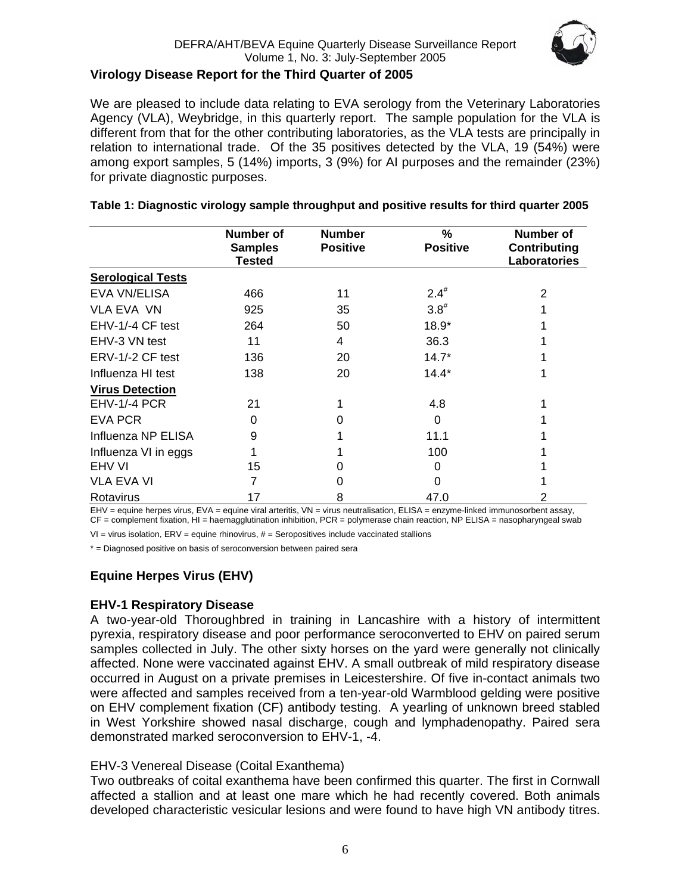### Virology Disease Report for the Third Quarter of 2005

We are pleased to include data relating to EVA serology from the Veterinary Laboratories Agency (VLA), Weybridge, in this quarterly report. The sample population for the VLA is different from that for the other contributing laboratories, as the VLA tests are principally in relation to international trade. Of the 35 positives detected by the VLA, 19 (54%) were among export samples, 5 (14%) imports, 3 (9%) for AI purposes and the remainder (23%) for private diagnostic purposes.

**Table 1: Diagnostic virology sample throughput and positive results for third quarter 2005**

| | Number of Samples Tested | Number Positive | % Positive | Number of Contributing Laboratories |
|---|---|---|---|---|
| **Serological Tests** | | | | |
| EVA VN/ELISA | 466 | 11 | 2.4# | 2 |
| VLA EVA VN | 925 | 35 | 3.8# | 1 |
| EHV-1/-4 CF test | 264 | 50 | 18.9* | 1 |
| EHV-3 VN test | 11 | 4 | 36.3 | 1 |
| ERV-1/-2 CF test | 136 | 20 | 14.7* | 1 |
| Influenza HI test | 138 | 20 | 14.4* | 1 |
| **Virus Detection** | | | | |
| EHV-1/-4 PCR | 21 | 1 | 4.8 | 1 |
| EVA PCR | 0 | 0 | 0 | 1 |
| Influenza NP ELISA | 9 | 1 | 11.1 | 1 |
| Influenza VI in eggs | 1 | 1 | 100 | 1 |
| EHV VI | 15 | 0 | 0 | 1 |
| VLA EVA VI | 7 | 0 | 0 | 1 |
| Rotavirus | 17 | 8 | 47.0 | 2 |

EHV = equine herpes virus, EVA = equine viral arteritis, VN = virus neutralisation, ELISA = enzyme-linked immunosorbent assay, CF = complement fixation, HI = haemagglutination inhibition, PCR = polymerase chain reaction, NP ELISA = nasopharyngeal swab

VI = virus isolation, ERV = equine rhinovirus, # = Seropositives include vaccinated stallions

* = Diagnosed positive on basis of seroconversion between paired sera

### Equine Herpes Virus (EHV)

#### EHV-1 Respiratory Disease

A two-year-old Thoroughbred in training in Lancashire with a history of intermittent pyrexia, respiratory disease and poor performance seroconverted to EHV on paired serum samples collected in July. The other sixty horses on the yard were generally not clinically affected. None were vaccinated against EHV. A small outbreak of mild respiratory disease occurred in August on a private premises in Leicestershire. Of five in-contact animals two were affected and samples received from a ten-year-old Warmblood gelding were positive on EHV complement fixation (CF) antibody testing. A yearling of unknown breed stabled in West Yorkshire showed nasal discharge, cough and lymphadenopathy. Paired sera demonstrated marked seroconversion to EHV-1, -4.

EHV-3 Venereal Disease (Coital Exanthema)

Two outbreaks of coital exanthema have been confirmed this quarter. The first in Cornwall affected a stallion and at least one mare which he had recently covered. Both animals developed characteristic vesicular lesions and were found to have high VN antibody titres.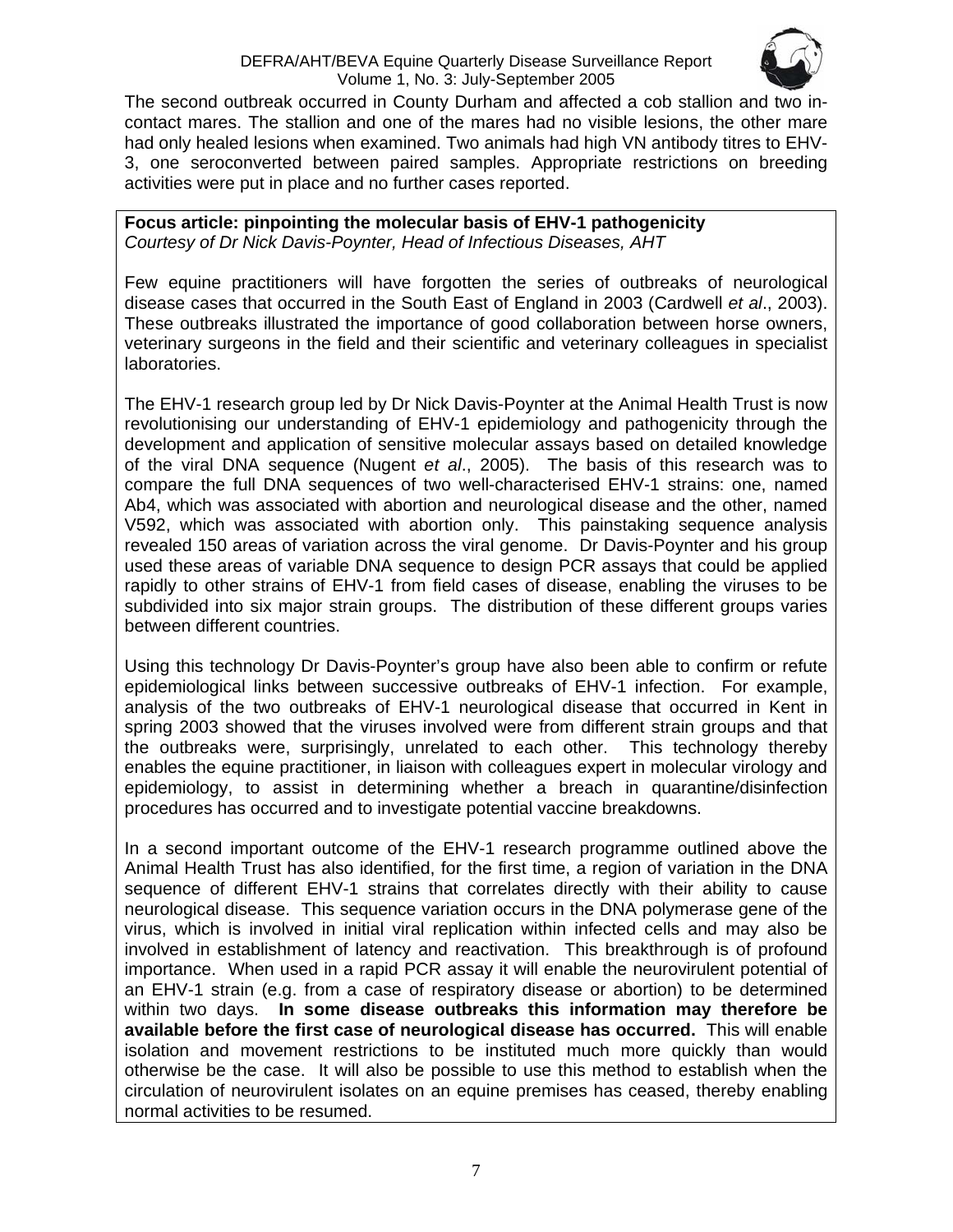The second outbreak occurred in County Durham and affected a cob stallion and two in-contact mares. The stallion and one of the mares had no visible lesions, the other mare had only healed lesions when examined. Two animals had high VN antibody titres to EHV-3, one seroconverted between paired samples. Appropriate restrictions on breeding activities were put in place and no further cases reported.

**Focus article: pinpointing the molecular basis of EHV-1 pathogenicity**
*Courtesy of Dr Nick Davis-Poynter, Head of Infectious Diseases, AHT*

Few equine practitioners will have forgotten the series of outbreaks of neurological disease cases that occurred in the South East of England in 2003 (Cardwell *et al*., 2003). These outbreaks illustrated the importance of good collaboration between horse owners, veterinary surgeons in the field and their scientific and veterinary colleagues in specialist laboratories.

The EHV-1 research group led by Dr Nick Davis-Poynter at the Animal Health Trust is now revolutionising our understanding of EHV-1 epidemiology and pathogenicity through the development and application of sensitive molecular assays based on detailed knowledge of the viral DNA sequence (Nugent *et al*., 2005). The basis of this research was to compare the full DNA sequences of two well-characterised EHV-1 strains: one, named Ab4, which was associated with abortion and neurological disease and the other, named V592, which was associated with abortion only. This painstaking sequence analysis revealed 150 areas of variation across the viral genome. Dr Davis-Poynter and his group used these areas of variable DNA sequence to design PCR assays that could be applied rapidly to other strains of EHV-1 from field cases of disease, enabling the viruses to be subdivided into six major strain groups. The distribution of these different groups varies between different countries.

Using this technology Dr Davis-Poynter's group have also been able to confirm or refute epidemiological links between successive outbreaks of EHV-1 infection. For example, analysis of the two outbreaks of EHV-1 neurological disease that occurred in Kent in spring 2003 showed that the viruses involved were from different strain groups and that the outbreaks were, surprisingly, unrelated to each other. This technology thereby enables the equine practitioner, in liaison with colleagues expert in molecular virology and epidemiology, to assist in determining whether a breach in quarantine/disinfection procedures has occurred and to investigate potential vaccine breakdowns.

In a second important outcome of the EHV-1 research programme outlined above the Animal Health Trust has also identified, for the first time, a region of variation in the DNA sequence of different EHV-1 strains that correlates directly with their ability to cause neurological disease. This sequence variation occurs in the DNA polymerase gene of the virus, which is involved in initial viral replication within infected cells and may also be involved in establishment of latency and reactivation. This breakthrough is of profound importance. When used in a rapid PCR assay it will enable the neurovirulent potential of an EHV-1 strain (e.g. from a case of respiratory disease or abortion) to be determined within two days. **In some disease outbreaks this information may therefore be available before the first case of neurological disease has occurred.** This will enable isolation and movement restrictions to be instituted much more quickly than would otherwise be the case. It will also be possible to use this method to establish when the circulation of neurovirulent isolates on an equine premises has ceased, thereby enabling normal activities to be resumed.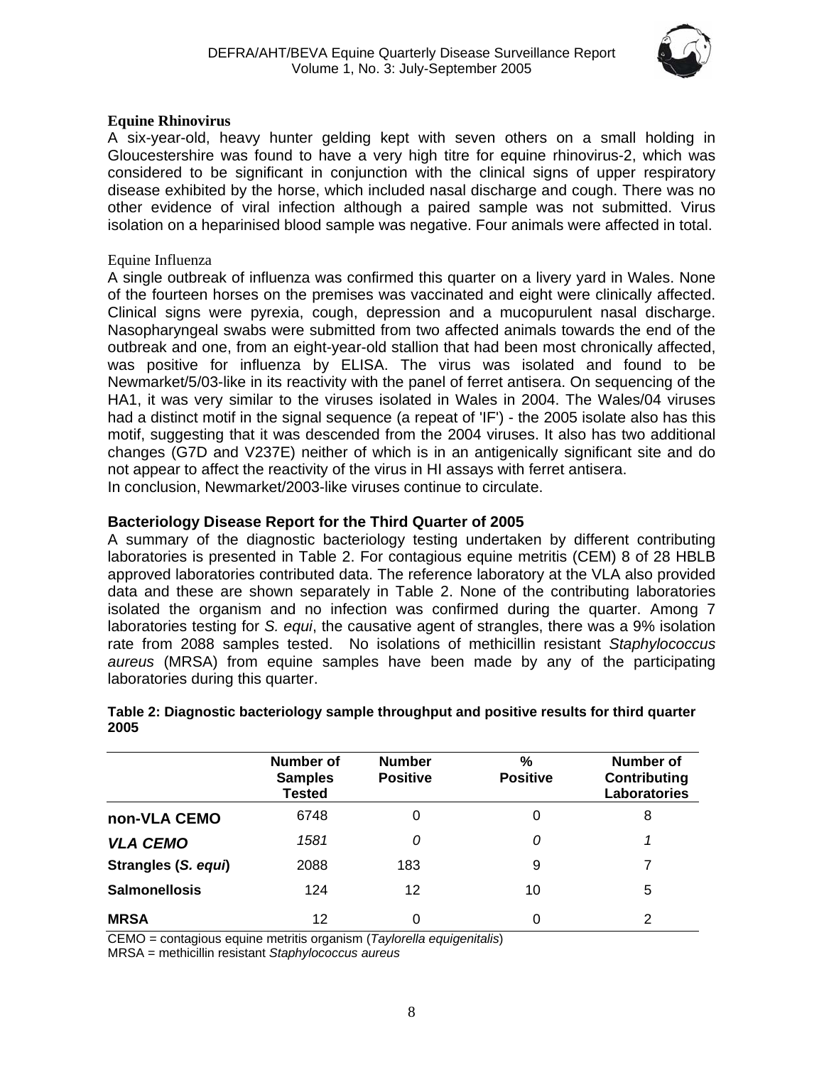### Equine Rhinovirus

A six-year-old, heavy hunter gelding kept with seven others on a small holding in Gloucestershire was found to have a very high titre for equine rhinovirus-2, which was considered to be significant in conjunction with the clinical signs of upper respiratory disease exhibited by the horse, which included nasal discharge and cough. There was no other evidence of viral infection although a paired sample was not submitted. Virus isolation on a heparinised blood sample was negative. Four animals were affected in total.

### Equine Influenza

A single outbreak of influenza was confirmed this quarter on a livery yard in Wales. None of the fourteen horses on the premises was vaccinated and eight were clinically affected. Clinical signs were pyrexia, cough, depression and a mucopurulent nasal discharge. Nasopharyngeal swabs were submitted from two affected animals towards the end of the outbreak and one, from an eight-year-old stallion that had been most chronically affected, was positive for influenza by ELISA. The virus was isolated and found to be Newmarket/5/03-like in its reactivity with the panel of ferret antisera. On sequencing of the HA1, it was very similar to the viruses isolated in Wales in 2004. The Wales/04 viruses had a distinct motif in the signal sequence (a repeat of 'IF') - the 2005 isolate also has this motif, suggesting that it was descended from the 2004 viruses. It also has two additional changes (G7D and V237E) neither of which is in an antigenically significant site and do not appear to affect the reactivity of the virus in HI assays with ferret antisera.
In conclusion, Newmarket/2003-like viruses continue to circulate.

## Bacteriology Disease Report for the Third Quarter of 2005

A summary of the diagnostic bacteriology testing undertaken by different contributing laboratories is presented in Table 2. For contagious equine metritis (CEM) 8 of 28 HBLB approved laboratories contributed data. The reference laboratory at the VLA also provided data and these are shown separately in Table 2. None of the contributing laboratories isolated the organism and no infection was confirmed during the quarter. Among 7 laboratories testing for *S. equi*, the causative agent of strangles, there was a 9% isolation rate from 2088 samples tested. No isolations of methicillin resistant *Staphylococcus aureus* (MRSA) from equine samples have been made by any of the participating laboratories during this quarter.

**Table 2: Diagnostic bacteriology sample throughput and positive results for third quarter 2005**

| | Number of Samples Tested | Number Positive | % Positive | Number of Contributing Laboratories |
|---|---|---|---|---|
| **non-VLA CEMO** | 6748 | 0 | 0 | 8 |
| ***VLA CEMO*** | *1581* | *0* | *0* | *1* |
| **Strangles (*S. equi*)** | 2088 | 183 | 9 | 7 |
| **Salmonellosis** | 124 | 12 | 10 | 5 |
| **MRSA** | 12 | 0 | 0 | 2 |

CEMO = contagious equine metritis organism (*Taylorella equigenitalis*)
MRSA = methicillin resistant *Staphylococcus aureus*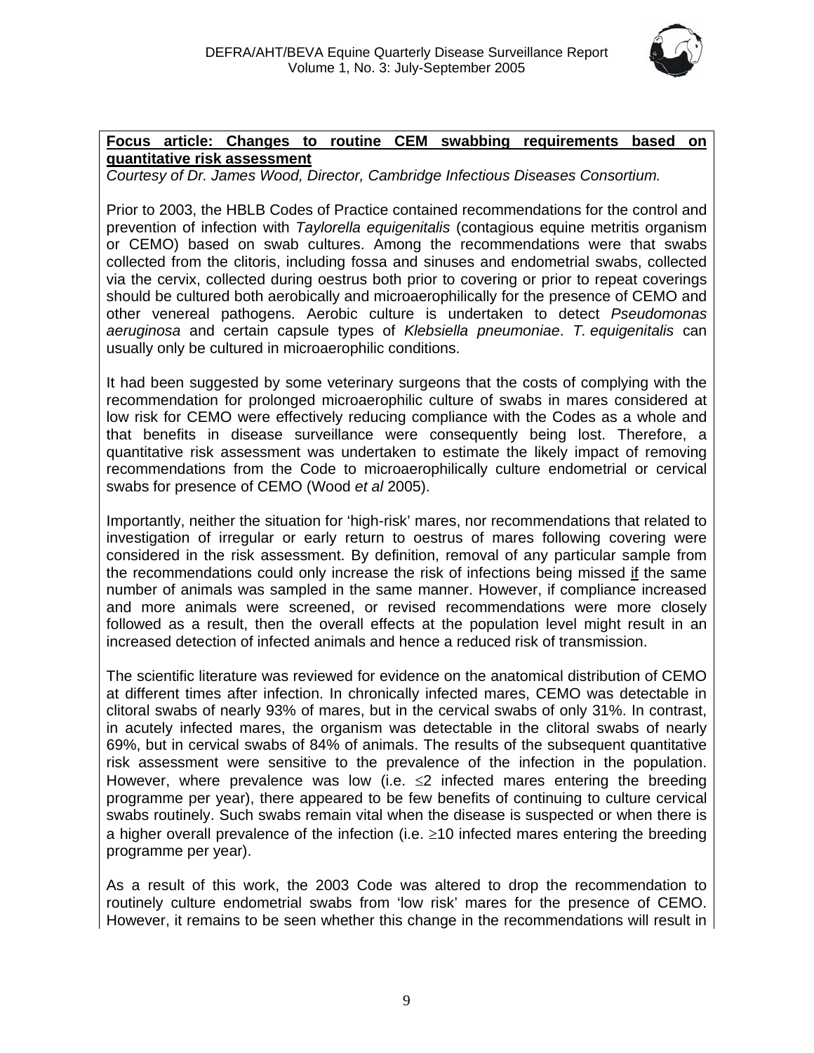**Focus article: Changes to routine CEM swabbing requirements based on quantitative risk assessment**

*Courtesy of Dr. James Wood, Director, Cambridge Infectious Diseases Consortium.*

Prior to 2003, the HBLB Codes of Practice contained recommendations for the control and prevention of infection with *Taylorella equigenitalis* (contagious equine metritis organism or CEMO) based on swab cultures. Among the recommendations were that swabs collected from the clitoris, including fossa and sinuses and endometrial swabs, collected via the cervix, collected during oestrus both prior to covering or prior to repeat coverings should be cultured both aerobically and microaerophilically for the presence of CEMO and other venereal pathogens. Aerobic culture is undertaken to detect *Pseudomonas aeruginosa* and certain capsule types of *Klebsiella pneumoniae*. *T. equigenitalis* can usually only be cultured in microaerophilic conditions.

It had been suggested by some veterinary surgeons that the costs of complying with the recommendation for prolonged microaerophilic culture of swabs in mares considered at low risk for CEMO were effectively reducing compliance with the Codes as a whole and that benefits in disease surveillance were consequently being lost. Therefore, a quantitative risk assessment was undertaken to estimate the likely impact of removing recommendations from the Code to microaerophilically culture endometrial or cervical swabs for presence of CEMO (Wood *et al* 2005).

Importantly, neither the situation for 'high-risk' mares, nor recommendations that related to investigation of irregular or early return to oestrus of mares following covering were considered in the risk assessment. By definition, removal of any particular sample from the recommendations could only increase the risk of infections being missed <u>if</u> the same number of animals was sampled in the same manner. However, if compliance increased and more animals were screened, or revised recommendations were more closely followed as a result, then the overall effects at the population level might result in an increased detection of infected animals and hence a reduced risk of transmission.

The scientific literature was reviewed for evidence on the anatomical distribution of CEMO at different times after infection. In chronically infected mares, CEMO was detectable in clitoral swabs of nearly 93% of mares, but in the cervical swabs of only 31%. In contrast, in acutely infected mares, the organism was detectable in the clitoral swabs of nearly 69%, but in cervical swabs of 84% of animals. The results of the subsequent quantitative risk assessment were sensitive to the prevalence of the infection in the population. However, where prevalence was low (i.e. $\leq$2 infected mares entering the breeding programme per year), there appeared to be few benefits of continuing to culture cervical swabs routinely. Such swabs remain vital when the disease is suspected or when there is a higher overall prevalence of the infection (i.e. $\geq$10 infected mares entering the breeding programme per year).

As a result of this work, the 2003 Code was altered to drop the recommendation to routinely culture endometrial swabs from 'low risk' mares for the presence of CEMO. However, it remains to be seen whether this change in the recommendations will result in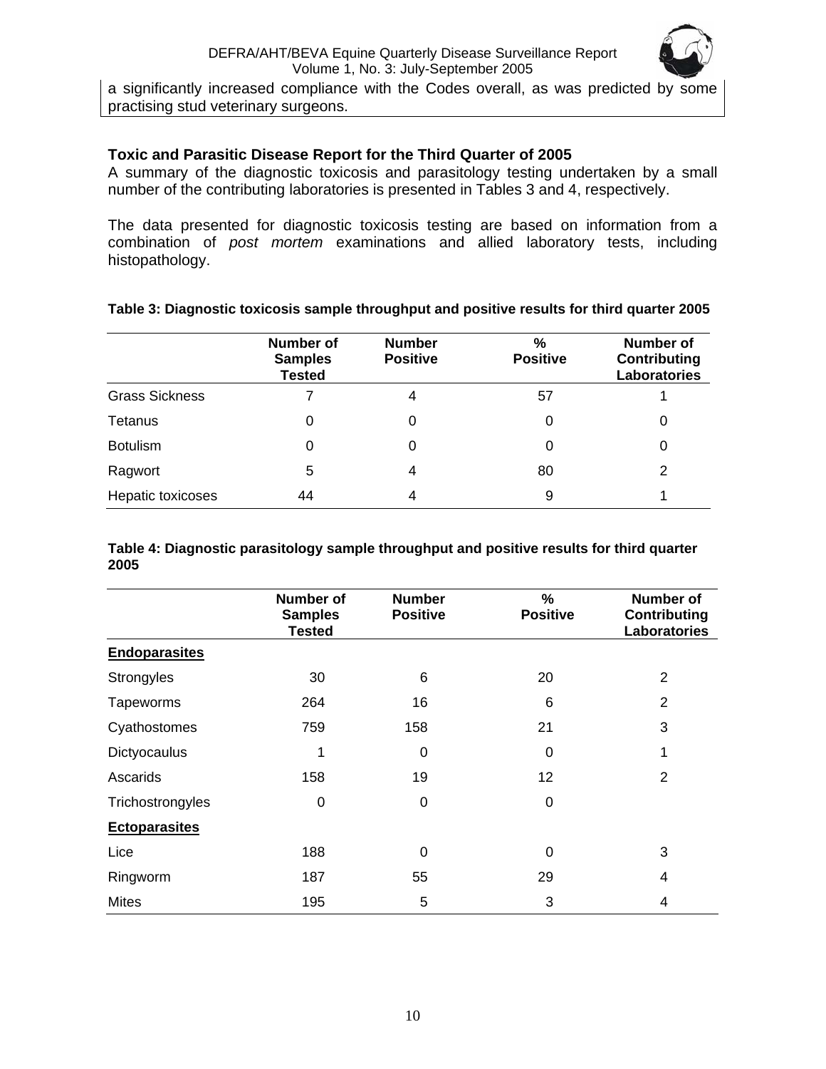a significantly increased compliance with the Codes overall, as was predicted by some practising stud veterinary surgeons.

## Toxic and Parasitic Disease Report for the Third Quarter of 2005

A summary of the diagnostic toxicosis and parasitology testing undertaken by a small number of the contributing laboratories is presented in Tables 3 and 4, respectively.

The data presented for diagnostic toxicosis testing are based on information from a combination of *post mortem* examinations and allied laboratory tests, including histopathology.

**Table 3: Diagnostic toxicosis sample throughput and positive results for third quarter 2005**

| | Number of Samples Tested | Number Positive | % Positive | Number of Contributing Laboratories |
|---|---|---|---|---|
| Grass Sickness | 7 | 4 | 57 | 1 |
| Tetanus | 0 | 0 | 0 | 0 |
| Botulism | 0 | 0 | 0 | 0 |
| Ragwort | 5 | 4 | 80 | 2 |
| Hepatic toxicoses | 44 | 4 | 9 | 1 |

**Table 4: Diagnostic parasitology sample throughput and positive results for third quarter 2005**

| | Number of Samples Tested | Number Positive | % Positive | Number of Contributing Laboratories |
|---|---|---|---|---|
| **Endoparasites** | | | | |
| Strongyles | 30 | 6 | 20 | 2 |
| Tapeworms | 264 | 16 | 6 | 2 |
| Cyathostomes | 759 | 158 | 21 | 3 |
| Dictyocaulus | 1 | 0 | 0 | 1 |
| Ascarids | 158 | 19 | 12 | 2 |
| Trichostrongyles | 0 | 0 | 0 | |
| **Ectoparasites** | | | | |
| Lice | 188 | 0 | 0 | 3 |
| Ringworm | 187 | 55 | 29 | 4 |
| Mites | 195 | 5 | 3 | 4 |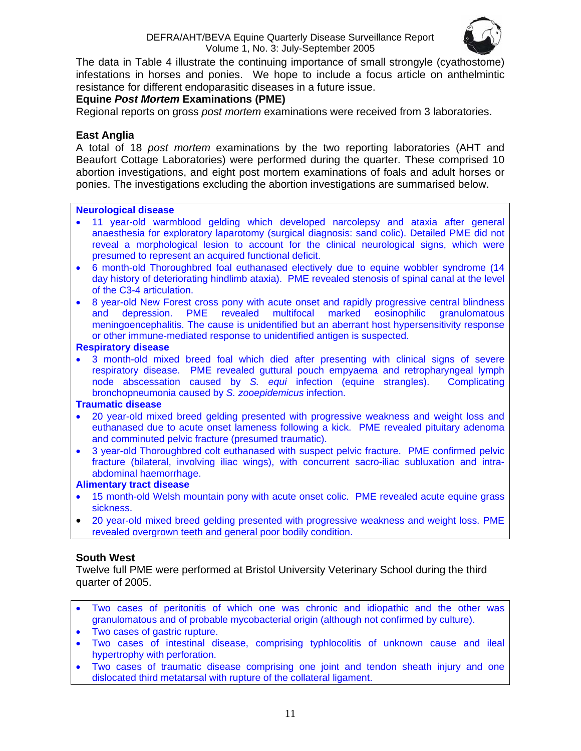The data in Table 4 illustrate the continuing importance of small strongyle (cyathostome) infestations in horses and ponies. We hope to include a focus article on anthelmintic resistance for different endoparasitic diseases in a future issue.

### Equine *Post Mortem* Examinations (PME)

Regional reports on gross *post mortem* examinations were received from 3 laboratories.

#### East Anglia

A total of 18 *post mortem* examinations by the two reporting laboratories (AHT and Beaufort Cottage Laboratories) were performed during the quarter. These comprised 10 abortion investigations, and eight post mortem examinations of foals and adult horses or ponies. The investigations excluding the abortion investigations are summarised below.

**Neurological disease**

- 11 year-old warmblood gelding which developed narcolepsy and ataxia after general anaesthesia for exploratory laparotomy (surgical diagnosis: sand colic). Detailed PME did not reveal a morphological lesion to account for the clinical neurological signs, which were presumed to represent an acquired functional deficit.
- 6 month-old Thoroughbred foal euthanased electively due to equine wobbler syndrome (14 day history of deteriorating hindlimb ataxia). PME revealed stenosis of spinal canal at the level of the C3-4 articulation.
- 8 year-old New Forest cross pony with acute onset and rapidly progressive central blindness and depression. PME revealed multifocal marked eosinophilic granulomatous meningoencephalitis. The cause is unidentified but an aberrant host hypersensitivity response or other immune-mediated response to unidentified antigen is suspected.

**Respiratory disease**

- 3 month-old mixed breed foal which died after presenting with clinical signs of severe respiratory disease. PME revealed guttural pouch empyaema and retropharyngeal lymph node abscessation caused by *S. equi* infection (equine strangles). Complicating bronchopneumonia caused by *S. zooepidemicus* infection.

**Traumatic disease**

- 20 year-old mixed breed gelding presented with progressive weakness and weight loss and euthanased due to acute onset lameness following a kick. PME revealed pituitary adenoma and comminuted pelvic fracture (presumed traumatic).
- 3 year-old Thoroughbred colt euthanased with suspect pelvic fracture. PME confirmed pelvic fracture (bilateral, involving iliac wings), with concurrent sacro-iliac subluxation and intra-abdominal haemorrhage.

**Alimentary tract disease**

- 15 month-old Welsh mountain pony with acute onset colic. PME revealed acute equine grass sickness.
- 20 year-old mixed breed gelding presented with progressive weakness and weight loss. PME revealed overgrown teeth and general poor bodily condition.

#### South West

Twelve full PME were performed at Bristol University Veterinary School during the third quarter of 2005.

- Two cases of peritonitis of which one was chronic and idiopathic and the other was granulomatous and of probable mycobacterial origin (although not confirmed by culture).
- Two cases of gastric rupture.
- Two cases of intestinal disease, comprising typhlocolitis of unknown cause and ileal hypertrophy with perforation.
- Two cases of traumatic disease comprising one joint and tendon sheath injury and one dislocated third metatarsal with rupture of the collateral ligament.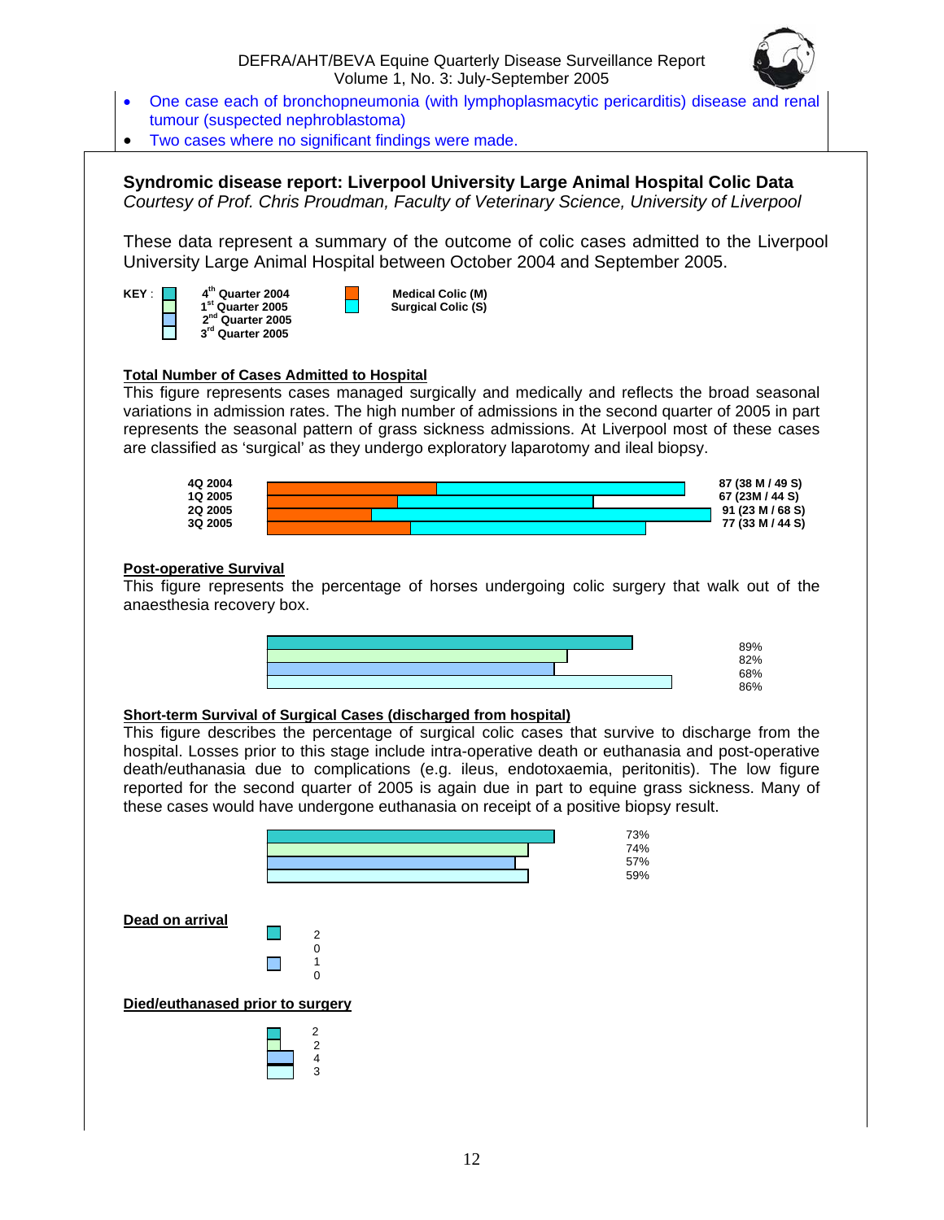- One case each of bronchopneumonia (with lymphoplasmacytic pericarditis) disease and renal tumour (suspected nephroblastoma)
- Two cases where no significant findings were made.

## Syndromic disease report: Liverpool University Large Animal Hospital Colic Data

*Courtesy of Prof. Chris Proudman, Faculty of Veterinary Science, University of Liverpool*

These data represent a summary of the outcome of colic cases admitted to the Liverpool University Large Animal Hospital between October 2004 and September 2005.

**KEY**: 4th Quarter 2004, 1st Quarter 2005, 2nd Quarter 2005, 3rd Quarter 2005; Medical Colic (M), Surgical Colic (S)

### Total Number of Cases Admitted to Hospital

This figure represents cases managed surgically and medically and reflects the broad seasonal variations in admission rates. The high number of admissions in the second quarter of 2005 in part represents the seasonal pattern of grass sickness admissions. At Liverpool most of these cases are classified as 'surgical' as they undergo exploratory laparotomy and ileal biopsy.

| Quarter | Total |
|---|---|
| 4Q 2004 | 87 (38 M / 49 S) |
| 1Q 2005 | 67 (23M / 44 S) |
| 2Q 2005 | 91 (23 M / 68 S) |
| 3Q 2005 | 77 (33 M / 44 S) |

### Post-operative Survival

This figure represents the percentage of horses undergoing colic surgery that walk out of the anaesthesia recovery box.

| Quarter | Survival |
|---|---|
| 4Q 2004 | 89% |
| 1Q 2005 | 82% |
| 2Q 2005 | 68% |
| 3Q 2005 | 86% |

### Short-term Survival of Surgical Cases (discharged from hospital)

This figure describes the percentage of surgical colic cases that survive to discharge from the hospital. Losses prior to this stage include intra-operative death or euthanasia and post-operative death/euthanasia due to complications (e.g. ileus, endotoxaemia, peritonitis). The low figure reported for the second quarter of 2005 is again due in part to equine grass sickness. Many of these cases would have undergone euthanasia on receipt of a positive biopsy result.

| Quarter | Survival |
|---|---|
| 4Q 2004 | 73% |
| 1Q 2005 | 74% |
| 2Q 2005 | 57% |
| 3Q 2005 | 59% |

### Dead on arrival

| Quarter | Number |
|---|---|
| 4Q 2004 | 2 |
| 1Q 2005 | 0 |
| 2Q 2005 | 1 |
| 3Q 2005 | 0 |

### Died/euthanased prior to surgery

| Quarter | Number |
|---|---|
| 4Q 2004 | 2 |
| 1Q 2005 | 2 |
| 2Q 2005 | 4 |
| 3Q 2005 | 3 |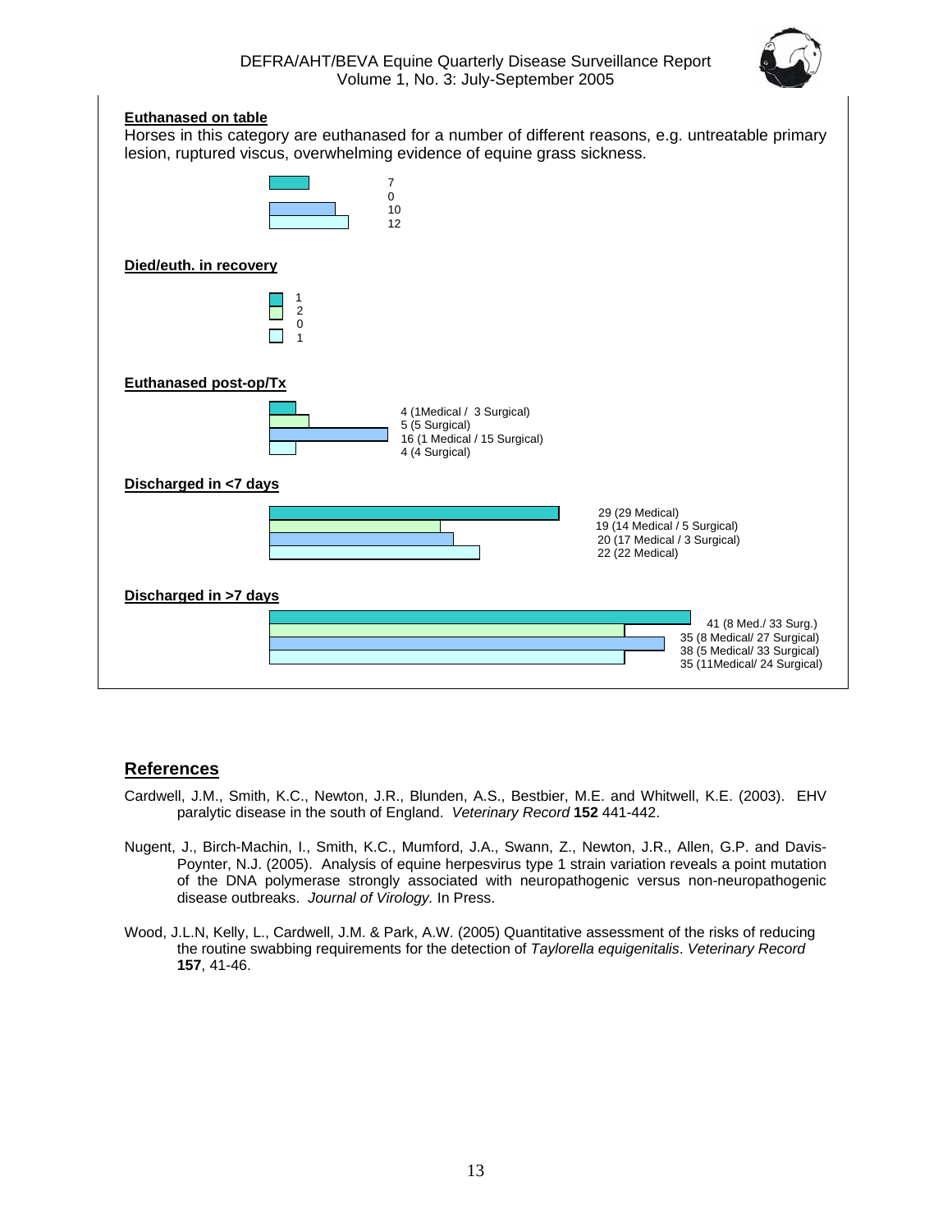**Euthanased on table**

Horses in this category are euthanased for a number of different reasons, e.g. untreatable primary lesion, ruptured viscus, overwhelming evidence of equine grass sickness.

7
0
10
12

**Died/euth. in recovery**

1
2
0
1

**Euthanased post-op/Tx**

4 (1Medical / 3 Surgical)
5 (5 Surgical)
16 (1 Medical / 15 Surgical)
4 (4 Surgical)

**Discharged in <7 days**

29 (29 Medical)
19 (14 Medical / 5 Surgical)
20 (17 Medical / 3 Surgical)
22 (22 Medical)

**Discharged in >7 days**

41 (8 Med./ 33 Surg.)
35 (8 Medical/ 27 Surgical)
38 (5 Medical/ 33 Surgical)
35 (11Medical/ 24 Surgical)

## References

Cardwell, J.M., Smith, K.C., Newton, J.R., Blunden, A.S., Bestbier, M.E. and Whitwell, K.E. (2003). EHV paralytic disease in the south of England. *Veterinary Record* **152** 441-442.

Nugent, J., Birch-Machin, I., Smith, K.C., Mumford, J.A., Swann, Z., Newton, J.R., Allen, G.P. and Davis-Poynter, N.J. (2005). Analysis of equine herpesvirus type 1 strain variation reveals a point mutation of the DNA polymerase strongly associated with neuropathogenic versus non-neuropathogenic disease outbreaks. *Journal of Virology.* In Press.

Wood, J.L.N, Kelly, L., Cardwell, J.M. & Park, A.W. (2005) Quantitative assessment of the risks of reducing the routine swabbing requirements for the detection of *Taylorella equigenitalis*. *Veterinary Record* **157**, 41-46.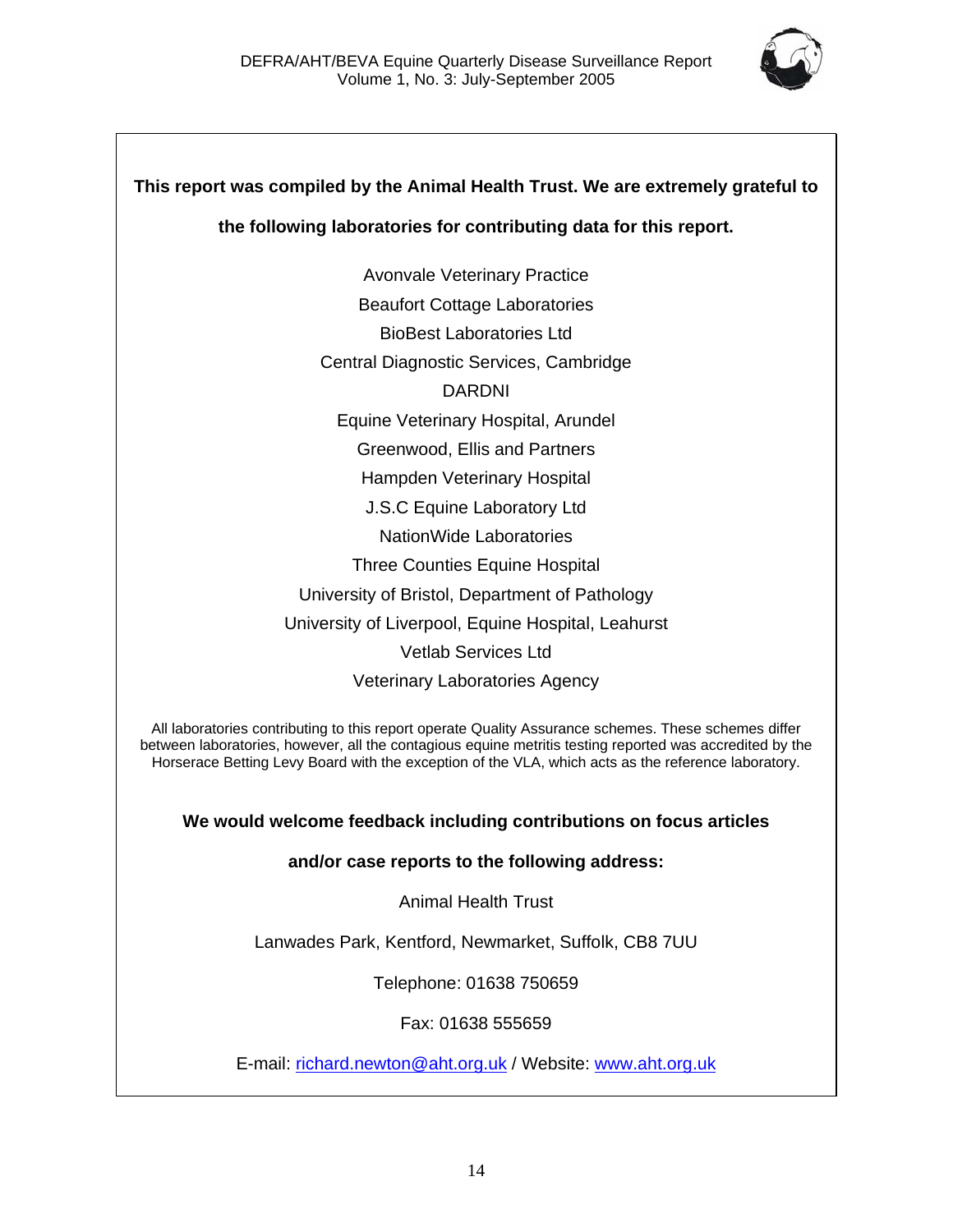**This report was compiled by the Animal Health Trust. We are extremely grateful to the following laboratories for contributing data for this report.**

Avonvale Veterinary Practice

Beaufort Cottage Laboratories

BioBest Laboratories Ltd

Central Diagnostic Services, Cambridge

DARDNI

Equine Veterinary Hospital, Arundel

Greenwood, Ellis and Partners

Hampden Veterinary Hospital

J.S.C Equine Laboratory Ltd

NationWide Laboratories

Three Counties Equine Hospital

University of Bristol, Department of Pathology

University of Liverpool, Equine Hospital, Leahurst

Vetlab Services Ltd

Veterinary Laboratories Agency

All laboratories contributing to this report operate Quality Assurance schemes. These schemes differ between laboratories, however, all the contagious equine metritis testing reported was accredited by the Horserace Betting Levy Board with the exception of the VLA, which acts as the reference laboratory.

**We would welcome feedback including contributions on focus articles and/or case reports to the following address:**

Animal Health Trust

Lanwades Park, Kentford, Newmarket, Suffolk, CB8 7UU

Telephone: 01638 750659

Fax: 01638 555659

E-mail: richard.newton@aht.org.uk / Website: www.aht.org.uk